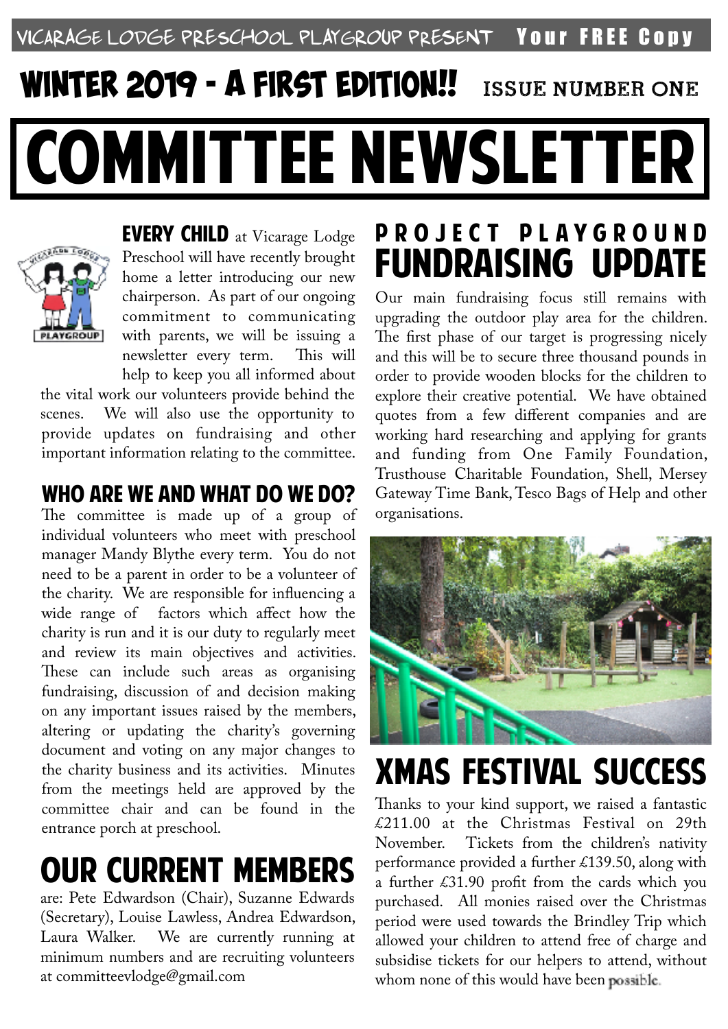VICARAGE LODGE PRESCHOOL PLAYGROUP PRESENT **Your FREE Copy**

## WINTER 2019 - A FIRST EDITION!! ISSUE NUMBER ONE

# COMMITTEE NEWSLETTER

**EVERY CHILD** at Vicarage Lodge Preschool will have recently brought home a letter introducing our new chairperson. As part of our ongoing commitment to communicating with parents, we will be issuing a newsletter every term. This will help to keep you all informed about the vital work our volunteers provide behind the scenes. We will also use the opportunity to provide updates on fundraising and other important information relating to the committee.

## WHO ARE WE AND WHAT DO WE DO?

The committee is made up of a group of individual volunteers who meet with preschool manager Mandy Blythe every term. You do not need to be a parent in order to be a volunteer of the charity. We are responsible for influencing a wide range of factors which affect how the charity is run and it is our duty to regularly meet and review its main objectives and activities. These can include such areas as organising fundraising, discussion of and decision making on any important issues raised by the members, altering or updating the charity's governing document and voting on any major changes to the charity business and its activities. Minutes from the meetings held are approved by the committee chair and can be found in the entrance porch at preschool.

## OUR CURRENT MEMBERS

are: Pete Edwardson (Chair), Suzanne Edwards (Secretary), Louise Lawless, Andrea Edwardson, Laura Walker. We are currently running at minimum numbers and are recruiting volunteers at committeevlodge@gmail.com

## PROJECT PLAYGROUND FUNDRAISING UPDATE

Our main fundraising focus still remains with upgrading the outdoor play area for the children. The first phase of our target is progressing nicely and this will be to secure three thousand pounds in order to provide wooden blocks for the children to explore their creative potential. We have obtained quotes from a few different companies and are working hard researching and applying for grants and funding from One Family Foundation, Trusthouse Charitable Foundation, Shell, Mersey Gateway Time Bank, Tesco Bags of Help and other organisations.

## XMAS FESTIVAL SUCCESS

Thanks to your kind support, we raised a fantastic £211.00 at the Christmas Festival on 29th November. Tickets from the children's nativity performance provided a further £139.50, along with a further £31.90 profit from the cards which you purchased. All monies raised over the Christmas period were used towards the Brindley Trip which allowed your children to attend free of charge and subsidise tickets for our helpers to attend, without whom none of this would have been possible.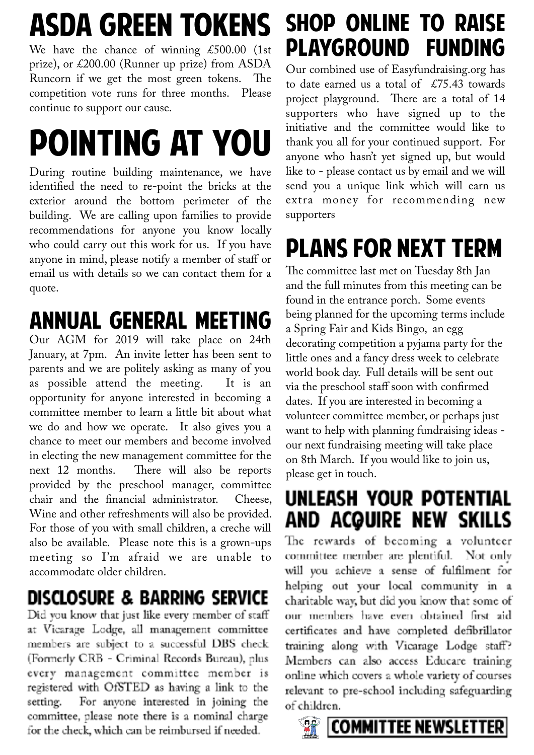## ASDA GREEN TOKENS

We have the chance of winning £500.00 (1st prize), or £200.00 (Runner up prize) from ASDA Runcorn if we get the most green tokens. The competition vote runs for three months. Please continue to support our cause.

## POINTING AT YOU

During routine building maintenance, we have identified the need to re-point the bricks at the exterior around the bottom perimeter of the building. We are calling upon families to provide recommendations for anyone you know locally who could carry out this work for us. If you have anyone in mind, please notify a member of staff or email us with details so we can contact them for a quote.

## ANNUAL GENERAL MEETING

Our AGM for 2019 will take place on 24th January, at 7pm. An invite letter has been sent to parents and we are politely asking as many of you as possible attend the meeting. It is an opportunity for anyone interested in becoming a committee member to learn a little bit about what we do and how we operate. It also gives you a chance to meet our members and become involved in electing the new management committee for the next 12 months. There will also be reports provided by the preschool manager, committee chair and the financial administrator. Cheese, Wine and other refreshments will also be provided. For those of you with small children, a creche will also be available. Please note this is a grown-ups meeting so I'm afraid we are unable to accommodate older children.

## DISCLOSURE & BARRING SERVICE

Did you know that just like every member of staff at Vicarage Lodge, all management committee members are subject to a successful DBS check (Formerly CRB - Criminal Records Bureau), plus every management committee member is registered with OfSTED as having a link to the setting. For anyone interested in joining the committee, please note there is a nominal charge for the check, which can be reimbursed if needed.

## SHOP ONLINE TO RAISE PLAYGROUND FUNDING

Our combined use of Easyfundraising.org has to date earned us a total of £75.43 towards project playground. There are a total of 14 supporters who have signed up to the initiative and the committee would like to thank you all for your continued support. For anyone who hasn't yet signed up, but would like to - please contact us by email and we will send you a unique link which will earn us extra money for recommending new supporters

## PLANS FOR NEXT TERM

The committee last met on Tuesday 8th Jan and the full minutes from this meeting can be found in the entrance porch. Some events being planned for the upcoming terms include a Spring Fair and Kids Bingo, an egg decorating competition a pyjama party for the little ones and a fancy dress week to celebrate world book day. Full details will be sent out via the preschool staff soon with confirmed dates. If you are interested in becoming a volunteer committee member, or perhaps just want to help with planning fundraising ideas - our next fundraising meeting will take place on 8th March. If you would like to join us, please get in touch.

## UNLEASH YOUR POTENTIAL AND ACQUIRE NEW SKILLS

The rewards of becoming a volunteer committee member are plentiful. Not only will you achieve a sense of fulfilment for helping out your local community in a charitable way, but did you know that some of our members have even obtained first aid certificates and have completed defibrillator training along with Vicarage Lodge staff? Members can also access Educare training online which covers a whole variety of courses relevant to pre-school including safeguarding of children.

**COMMITTEE NEWSLETTER**